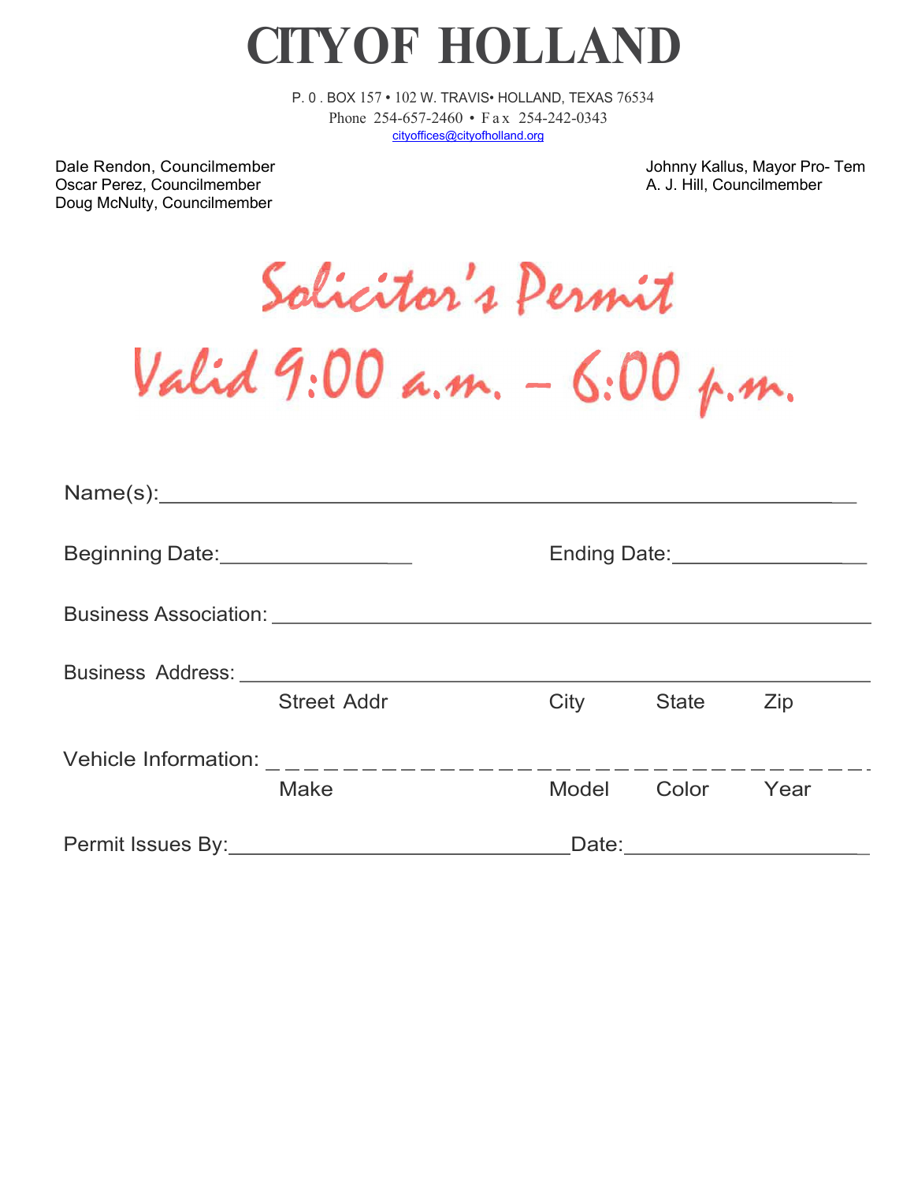# CITYOF HOLLAND

P. 0 . BOX 157 • 102 W. TRAVIS• HOLLAND, TEXAS 76534
Phone 254-657-2460 • Fax 254-242-0343
cityoffices@cityofholland.org

Dale Rendon, Councilmember
Oscar Perez, Councilmember
Doug McNulty, Councilmember

Johnny Kallus, Mayor Pro- Tem
A. J. Hill, Councilmember

## Solicitor's Permit

## Valid 9:00 a.m. – 6:00 p.m.

Name(s):_______________________________________________

Beginning Date:________________ Ending Date:________________

Business Association: _______________________________________________

Business Address: _______________________________________________
Street Addr City State Zip

Vehicle Information: _ _ _ _ _ _ _ _ _ _ _ _ _ _ _ _ _ _ _ _ _ _ _ _ _ _ _ _ _ _ _ _ _ _
Make Model Color Year

Permit Issues By:_____________________________Date:____________________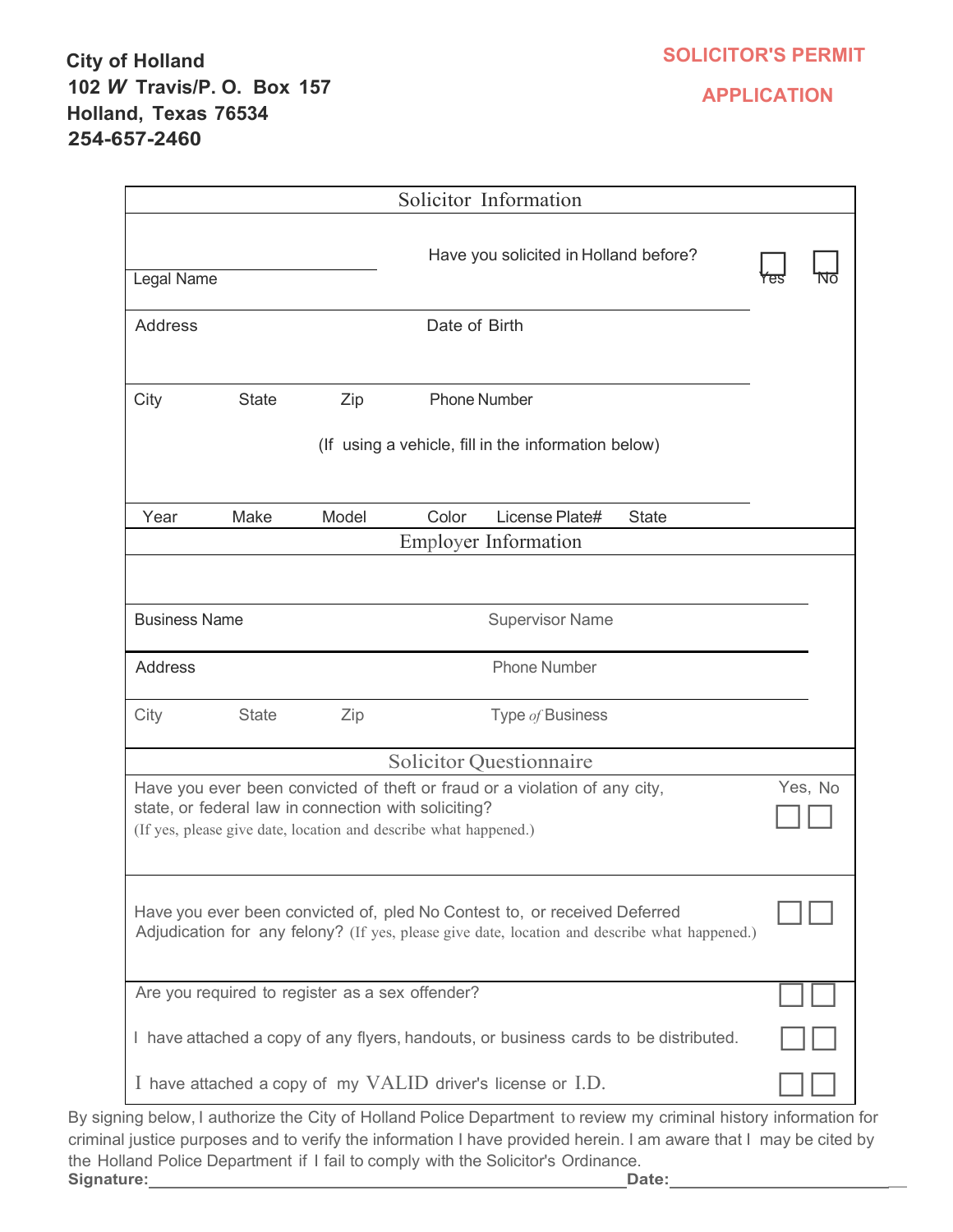City of Holland
102 *W* Travis/P. O. Box 157
Holland, Texas 76534
254-657-2460

## SOLICITOR'S PERMIT APPLICATION

### Solicitor Information

| | | | |
|---|---|---|---|
| Legal Name | Have you solicited in Holland before? | ☐ Yes | ☐ No |
| Address | Date of Birth | | |
| City / State / Zip | Phone Number | | |

(If using a vehicle, fill in the information below)

| Year | Make | Model | Color | License Plate# | State |
|---|---|---|---|---|---|
| | | | | | |

### Employer Information

| | |
|---|---|
| Business Name | Supervisor Name |
| Address | Phone Number |
| City / State / Zip | Type *of* Business |

### Solicitor Questionnaire

| | Yes | No |
|---|---|---|
| Have you ever been convicted of theft or fraud or a violation of any city, state, or federal law in connection with soliciting? (If yes, please give date, location and describe what happened.) | ☐ | ☐ |
| Have you ever been convicted of, pled No Contest to, or received Deferred Adjudication for any felony? (If yes, please give date, location and describe what happened.) | ☐ | ☐ |
| Are you required to register as a sex offender? | ☐ | ☐ |
| I have attached a copy of any flyers, handouts, or business cards to be distributed. | ☐ | ☐ |
| I have attached a copy of my VALID driver's license or I.D. | ☐ | ☐ |

By signing below, I authorize the City of Holland Police Department to review my criminal history information for criminal justice purposes and to verify the information I have provided herein. I am aware that I may be cited by the Holland Police Department if I fail to comply with the Solicitor's Ordinance.

**Signature:**\_\_\_\_\_\_\_\_\_\_\_\_\_\_\_\_\_\_\_\_\_\_\_\_\_\_\_\_\_\_\_\_\_\_\_\_\_\_\_\_ **Date:**\_\_\_\_\_\_\_\_\_\_\_\_\_\_\_\_\_\_\_\_